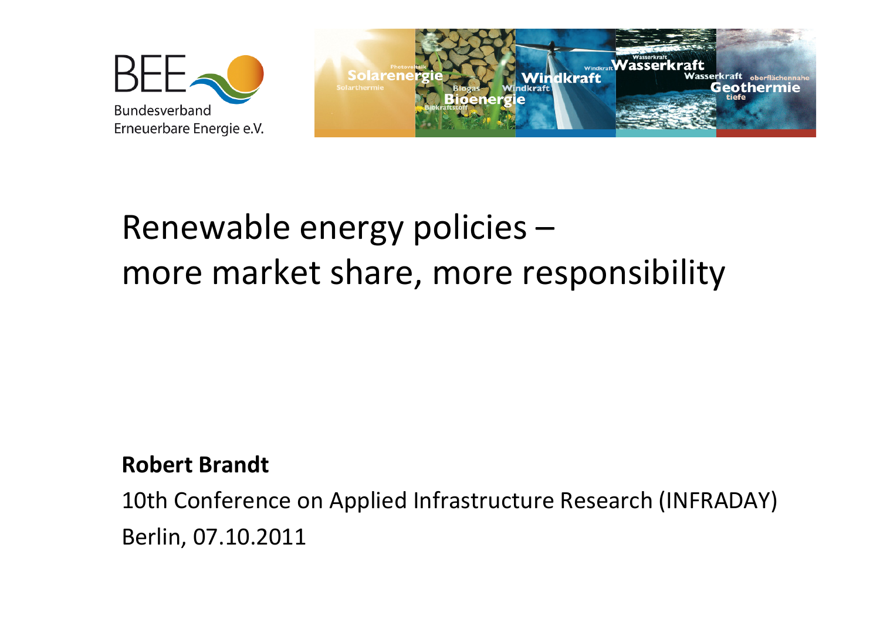BEE
Bundesverband
Erneuerbare Energie e.V.

# Renewable energy policies – more market share, more responsibility

**Robert Brandt**

10th Conference on Applied Infrastructure Research (INFRADAY)

Berlin, 07.10.2011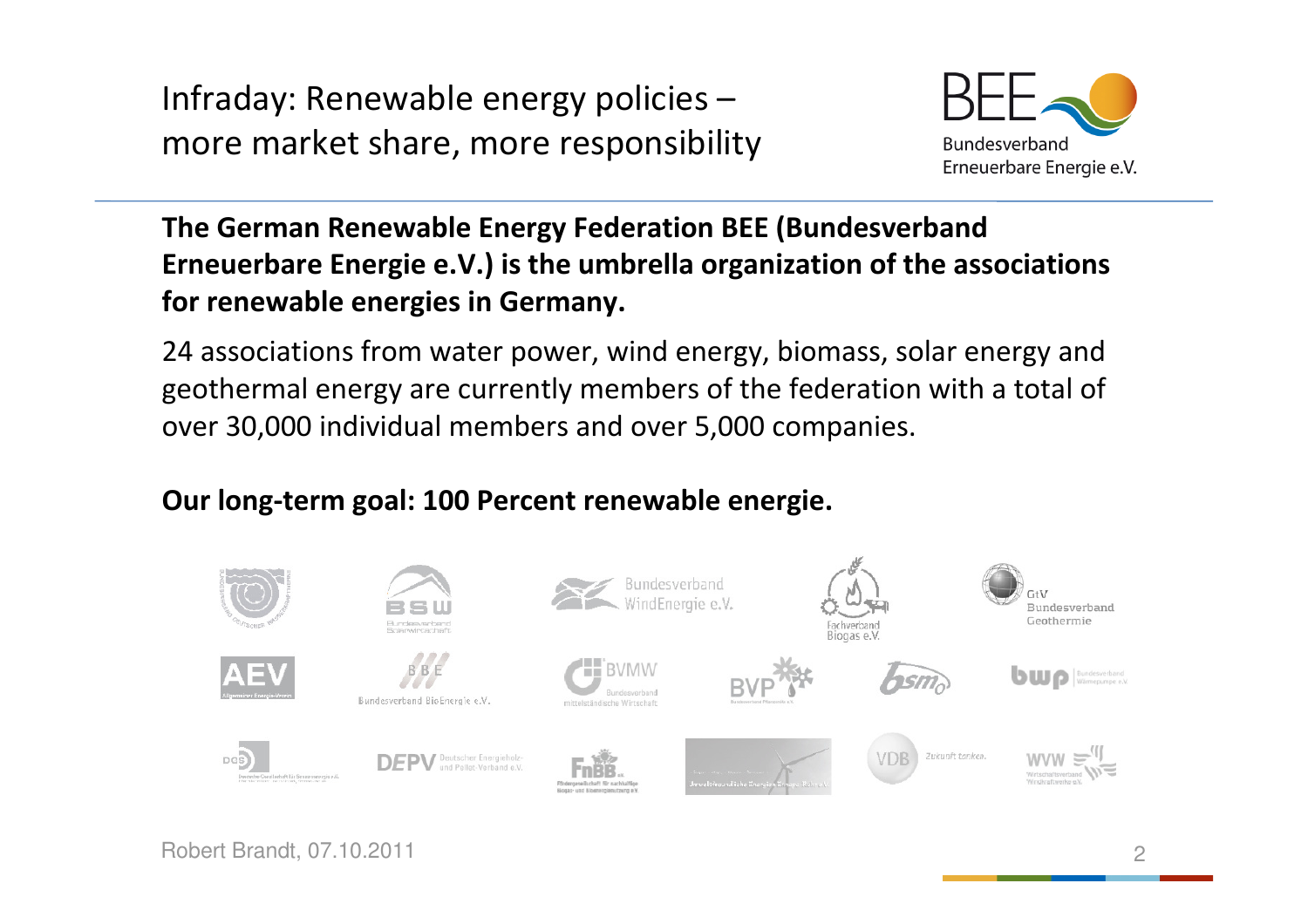# Infraday: Renewable energy policies – more market share, more responsibility

Bundesverband Erneuerbare Energie e.V.

**The German Renewable Energy Federation BEE (Bundesverband Erneuerbare Energie e.V.) is the umbrella organization of the associations for renewable energies in Germany.**

24 associations from water power, wind energy, biomass, solar energy and geothermal energy are currently members of the federation with a total of over 30,000 individual members and over 5,000 companies.

**Our long-term goal: 100 Percent renewable energie.**

Robert Brandt, 07.10.2011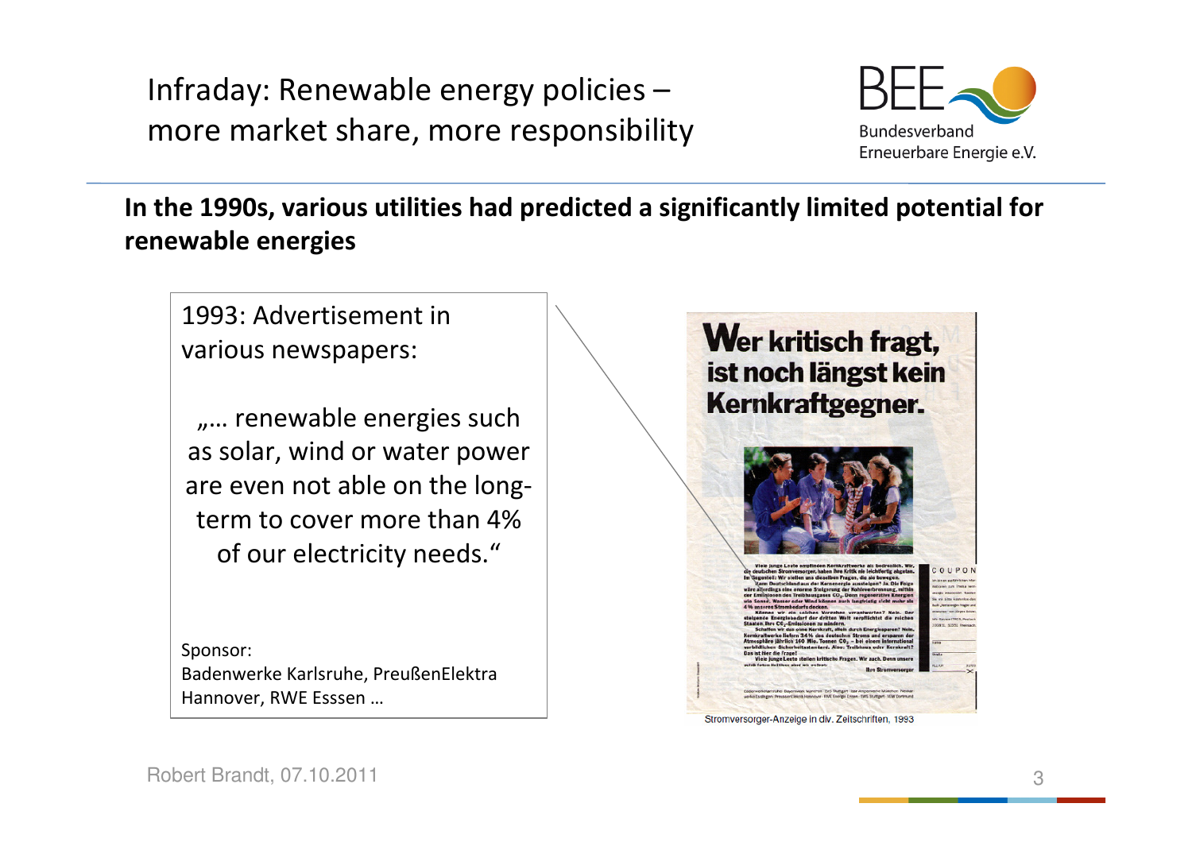# Infraday: Renewable energy policies – more market share, more responsibility

**In the 1990s, various utilities had predicted a significantly limited potential for renewable energies**

1993: Advertisement in various newspapers:

„… renewable energies such as solar, wind or water power are even not able on the long-term to cover more than 4% of our electricity needs."

Sponsor:
Badenwerke Karlsruhe, PreußenElektra Hannover, RWE Esssen …

**Wer kritisch fragt, ist noch längst kein Kernkraftgegner.**

Stromversorger-Anzeige in div. Zeitschriften, 1993

Robert Brandt, 07.10.2011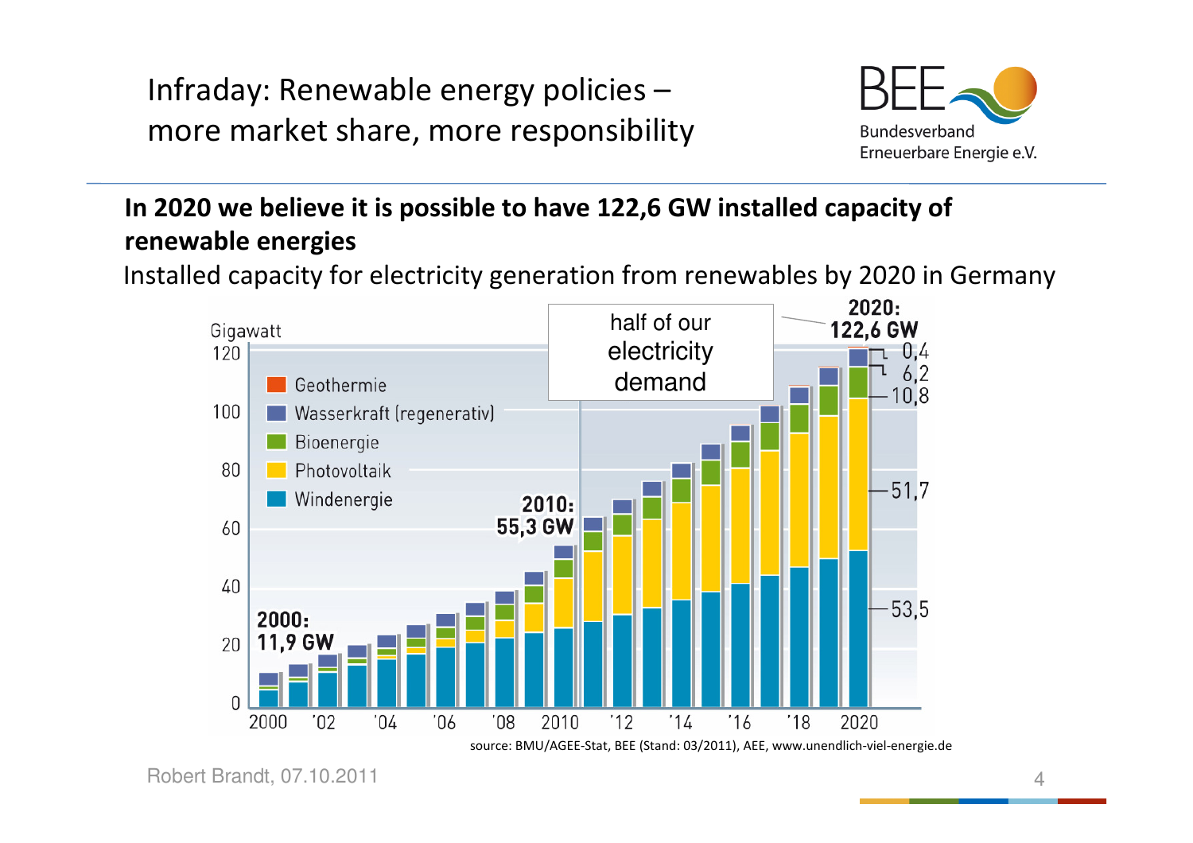# Infraday: Renewable energy policies – more market share, more responsibility

**In 2020 we believe it is possible to have 122,6 GW installed capacity of renewable energies**

Installed capacity for electricity generation from renewables by 2020 in Germany

Gigawatt

- Geothermie
- Wasserkraft (regenerativ)
- Bioenergie
- Photovoltaik
- Windenergie

2000: 11,9 GW

2010: 55,3 GW

half of our electricity demand

2020: 122,6 GW

| 2020 | GW |
| --- | --- |
| Geothermie | 0,4 |
| Wasserkraft (regenerativ) | 6,2 |
| Bioenergie | 10,8 |
| Photovoltaik | 51,7 |
| Windenergie | 53,5 |

source: BMU/AGEE-Stat, BEE (Stand: 03/2011), AEE, www.unendlich-viel-energie.de

Robert Brandt, 07.10.2011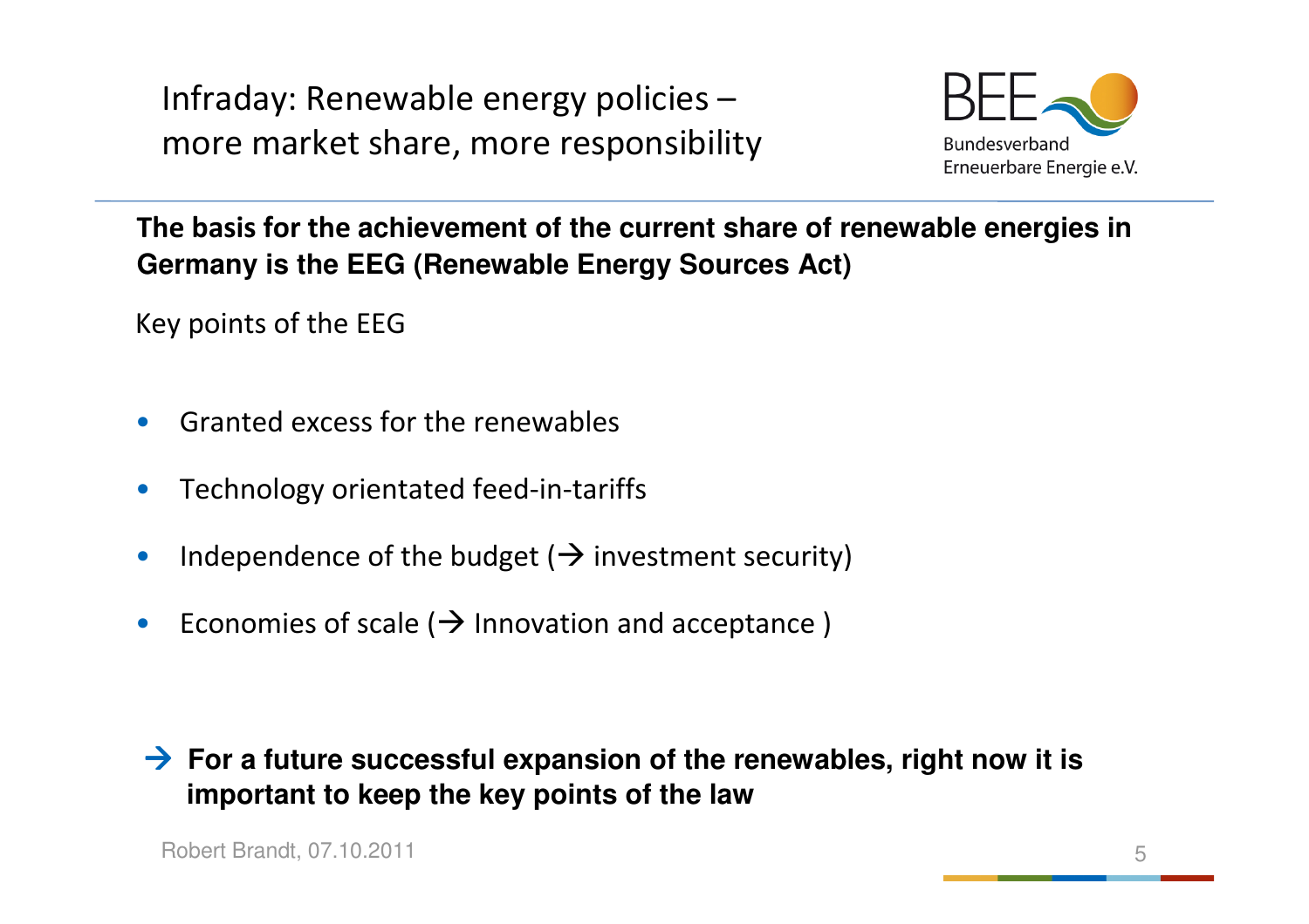# Infraday: Renewable energy policies – more market share, more responsibility

**The basis for the achievement of the current share of renewable energies in Germany is the EEG (Renewable Energy Sources Act)**

Key points of the EEG

- Granted excess for the renewables
- Technology orientated feed-in-tariffs
- Independence of the budget (→ investment security)
- Economies of scale (→ Innovation and acceptance )

→ **For a future successful expansion of the renewables, right now it is important to keep the key points of the law**

Robert Brandt, 07.10.2011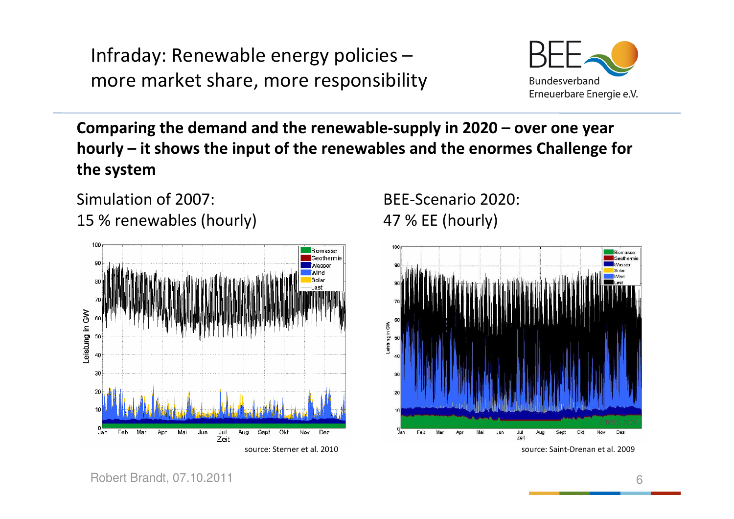# Infraday: Renewable energy policies – more market share, more responsibility

**Comparing the demand and the renewable-supply in 2020 – over one year hourly – it shows the input of the renewables and the enormes Challenge for the system**

Simulation of 2007:
15 % renewables (hourly)

source: Sterner et al. 2010

BEE-Scenario 2020:
47 % EE (hourly)

source: Saint-Drenan et al. 2009

Robert Brandt, 07.10.2011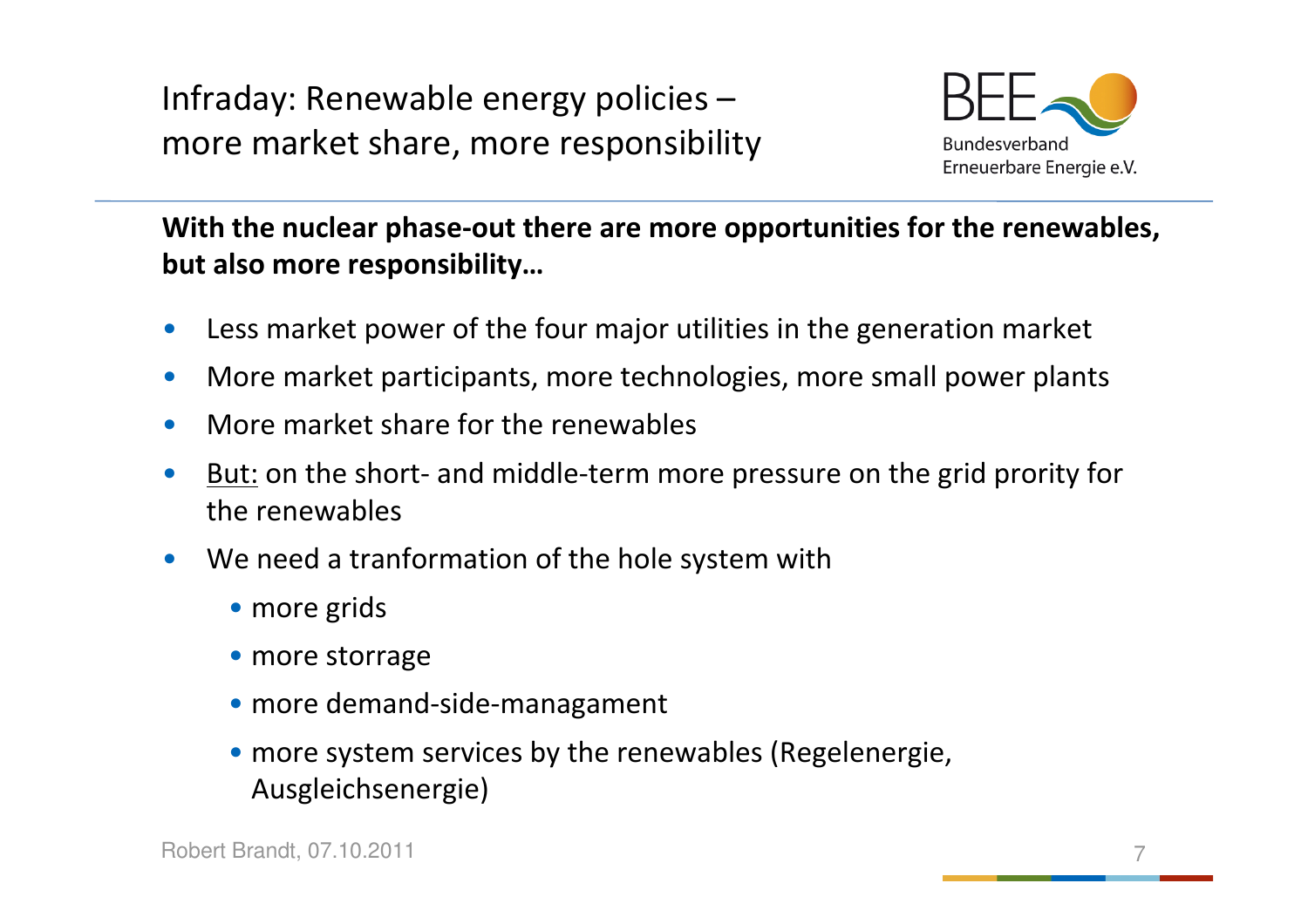# Infraday: Renewable energy policies – more market share, more responsibility

Bundesverband Erneuerbare Energie e.V.

**With the nuclear phase-out there are more opportunities for the renewables, but also more responsibility…**

- Less market power of the four major utilities in the generation market
- More market participants, more technologies, more small power plants
- More market share for the renewables
- But: on the short- and middle-term more pressure on the grid prority for the renewables
- We need a tranformation of the hole system with
  - more grids
  - more storrage
  - more demand-side-managament
  - more system services by the renewables (Regelenergie, Ausgleichsenergie)

Robert Brandt, 07.10.2011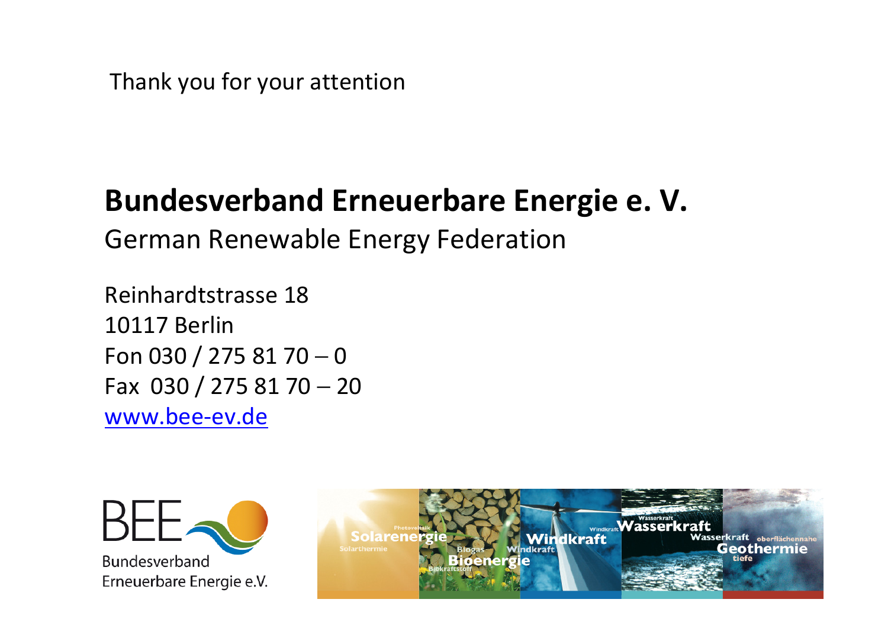Thank you for your attention

**Bundesverband Erneuerbare Energie e. V.**

German Renewable Energy Federation

Reinhardtstrasse 18
10117 Berlin
Fon 030 / 275 81 70 – 0
Fax 030 / 275 81 70 – 20
[www.bee-ev.de](http://www.bee-ev.de)